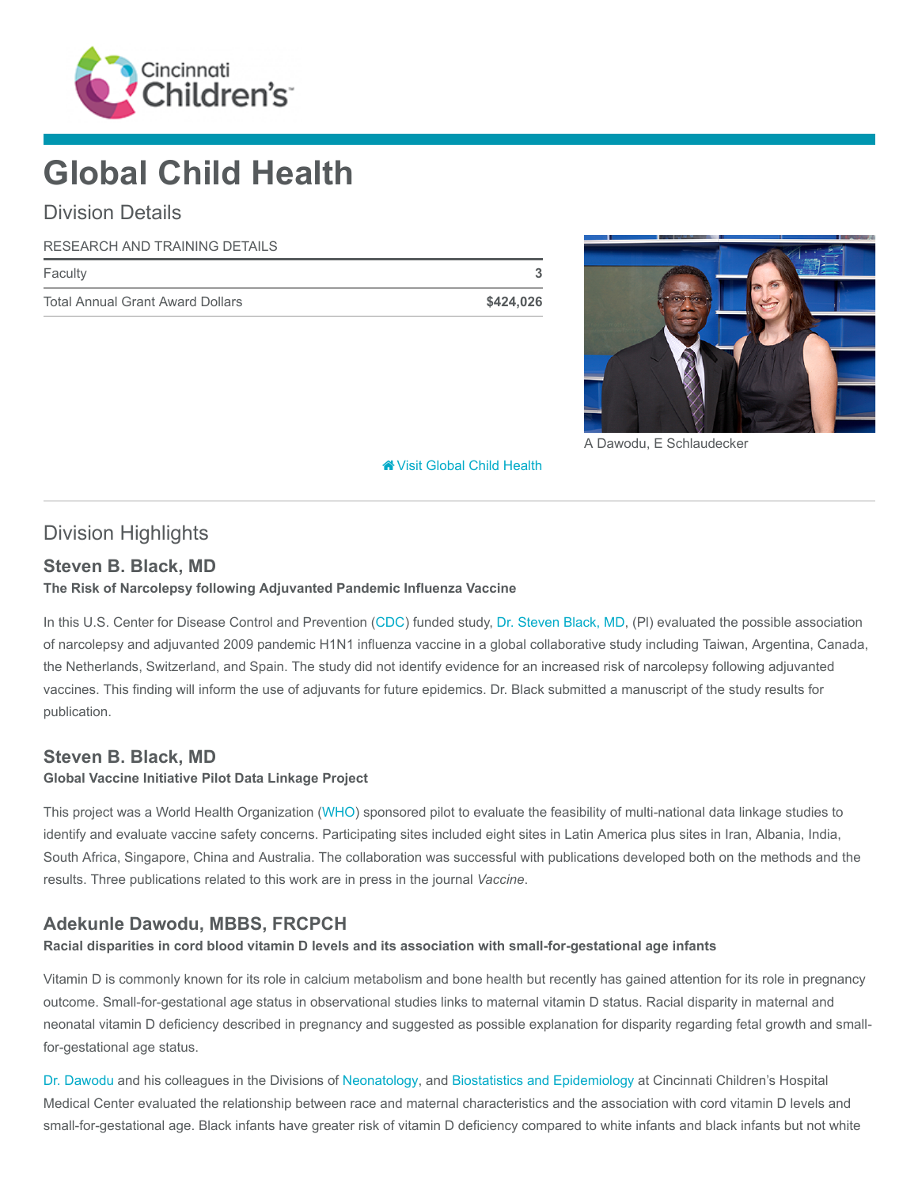# Global Child Health

## Division Details

| RESEARCH AND TRAINING DETAILS | |
|---|---|
| Faculty | 3 |
| Total Annual Grant Award Dollars | $424,026 |

A Dawodu, E Schlaudecker

Visit Global Child Health

## Division Highlights

### Steven B. Black, MD

**The Risk of Narcolepsy following Adjuvanted Pandemic Influenza Vaccine**

In this U.S. Center for Disease Control and Prevention (CDC) funded study, Dr. Steven Black, MD, (PI) evaluated the possible association of narcolepsy and adjuvanted 2009 pandemic H1N1 influenza vaccine in a global collaborative study including Taiwan, Argentina, Canada, the Netherlands, Switzerland, and Spain. The study did not identify evidence for an increased risk of narcolepsy following adjuvanted vaccines. This finding will inform the use of adjuvants for future epidemics. Dr. Black submitted a manuscript of the study results for publication.

### Steven B. Black, MD

**Global Vaccine Initiative Pilot Data Linkage Project**

This project was a World Health Organization (WHO) sponsored pilot to evaluate the feasibility of multi-national data linkage studies to identify and evaluate vaccine safety concerns. Participating sites included eight sites in Latin America plus sites in Iran, Albania, India, South Africa, Singapore, China and Australia. The collaboration was successful with publications developed both on the methods and the results. Three publications related to this work are in press in the journal *Vaccine*.

### Adekunle Dawodu, MBBS, FRCPCH

**Racial disparities in cord blood vitamin D levels and its association with small-for-gestational age infants**

Vitamin D is commonly known for its role in calcium metabolism and bone health but recently has gained attention for its role in pregnancy outcome. Small-for-gestational age status in observational studies links to maternal vitamin D status. Racial disparity in maternal and neonatal vitamin D deficiency described in pregnancy and suggested as possible explanation for disparity regarding fetal growth and small-for-gestational age status.

Dr. Dawodu and his colleagues in the Divisions of Neonatology, and Biostatistics and Epidemiology at Cincinnati Children's Hospital Medical Center evaluated the relationship between race and maternal characteristics and the association with cord vitamin D levels and small-for-gestational age. Black infants have greater risk of vitamin D deficiency compared to white infants and black infants but not white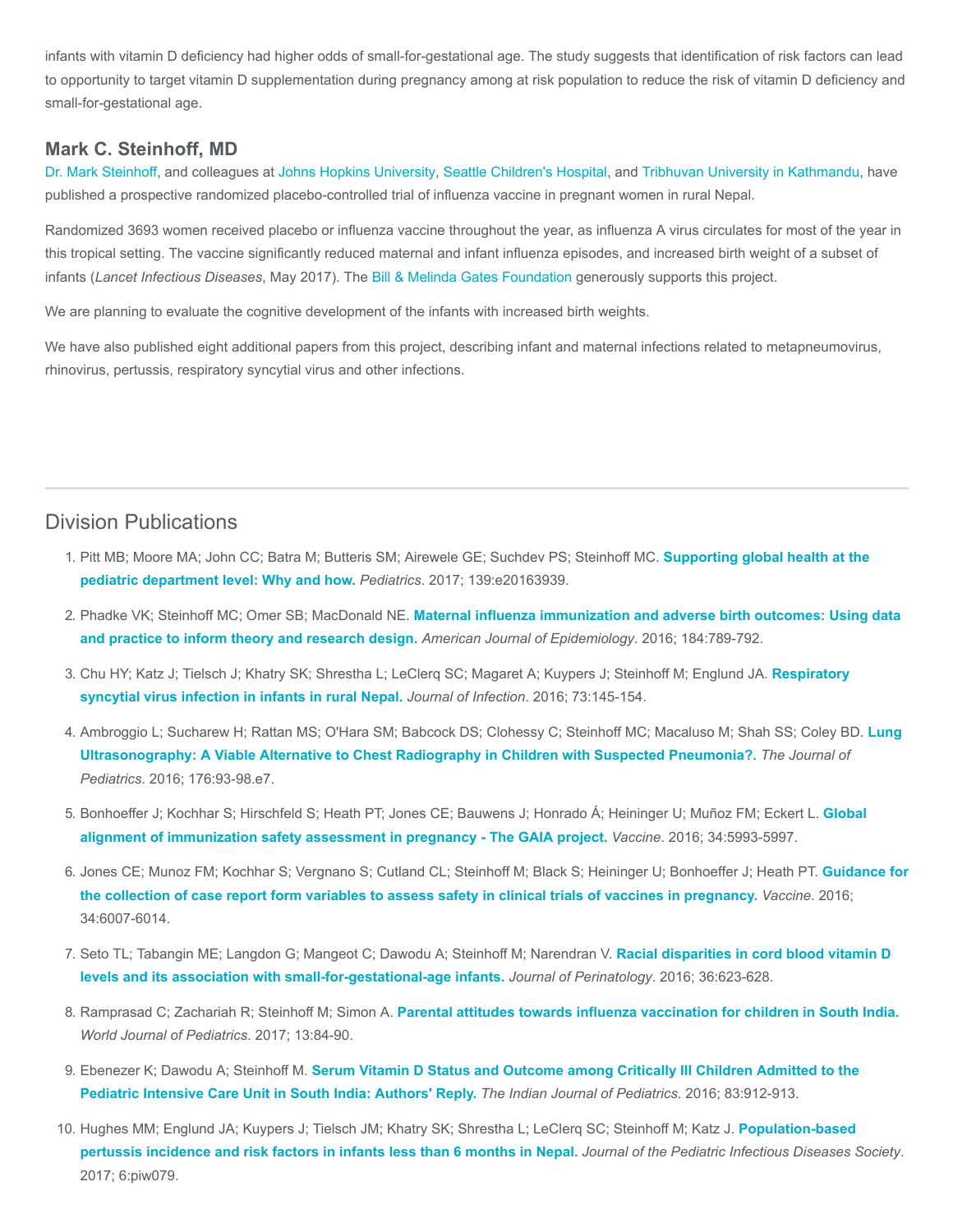infants with vitamin D deficiency had higher odds of small-for-gestational age. The study suggests that identification of risk factors can lead to opportunity to target vitamin D supplementation during pregnancy among at risk population to reduce the risk of vitamin D deficiency and small-for-gestational age.

### Mark C. Steinhoff, MD

Dr. Mark Steinhoff, and colleagues at Johns Hopkins University, Seattle Children's Hospital, and Tribhuvan University in Kathmandu, have published a prospective randomized placebo-controlled trial of influenza vaccine in pregnant women in rural Nepal.

Randomized 3693 women received placebo or influenza vaccine throughout the year, as influenza A virus circulates for most of the year in this tropical setting. The vaccine significantly reduced maternal and infant influenza episodes, and increased birth weight of a subset of infants (*Lancet Infectious Diseases*, May 2017). The Bill & Melinda Gates Foundation generously supports this project.

We are planning to evaluate the cognitive development of the infants with increased birth weights.

We have also published eight additional papers from this project, describing infant and maternal infections related to metapneumovirus, rhinovirus, pertussis, respiratory syncytial virus and other infections.

---

## Division Publications

1. Pitt MB; Moore MA; John CC; Batra M; Butteris SM; Airewele GE; Suchdev PS; Steinhoff MC. **Supporting global health at the pediatric department level: Why and how.** *Pediatrics*. 2017; 139:e20163939.
2. Phadke VK; Steinhoff MC; Omer SB; MacDonald NE. **Maternal influenza immunization and adverse birth outcomes: Using data and practice to inform theory and research design.** *American Journal of Epidemiology*. 2016; 184:789-792.
3. Chu HY; Katz J; Tielsch J; Khatry SK; Shrestha L; LeClerq SC; Magaret A; Kuypers J; Steinhoff M; Englund JA. **Respiratory syncytial virus infection in infants in rural Nepal.** *Journal of Infection*. 2016; 73:145-154.
4. Ambroggio L; Sucharew H; Rattan MS; O'Hara SM; Babcock DS; Clohessy C; Steinhoff MC; Macaluso M; Shah SS; Coley BD. **Lung Ultrasonography: A Viable Alternative to Chest Radiography in Children with Suspected Pneumonia?.** *The Journal of Pediatrics*. 2016; 176:93-98.e7.
5. Bonhoeffer J; Kochhar S; Hirschfeld S; Heath PT; Jones CE; Bauwens J; Honrado Á; Heininger U; Muñoz FM; Eckert L. **Global alignment of immunization safety assessment in pregnancy - The GAIA project.** *Vaccine*. 2016; 34:5993-5997.
6. Jones CE; Munoz FM; Kochhar S; Vergnano S; Cutland CL; Steinhoff M; Black S; Heininger U; Bonhoeffer J; Heath PT. **Guidance for the collection of case report form variables to assess safety in clinical trials of vaccines in pregnancy.** *Vaccine*. 2016; 34:6007-6014.
7. Seto TL; Tabangin ME; Langdon G; Mangeot C; Dawodu A; Steinhoff M; Narendran V. **Racial disparities in cord blood vitamin D levels and its association with small-for-gestational-age infants.** *Journal of Perinatology*. 2016; 36:623-628.
8. Ramprasad C; Zachariah R; Steinhoff M; Simon A. **Parental attitudes towards influenza vaccination for children in South India.** *World Journal of Pediatrics*. 2017; 13:84-90.
9. Ebenezer K; Dawodu A; Steinhoff M. **Serum Vitamin D Status and Outcome among Critically Ill Children Admitted to the Pediatric Intensive Care Unit in South India: Authors' Reply.** *The Indian Journal of Pediatrics*. 2016; 83:912-913.
10. Hughes MM; Englund JA; Kuypers J; Tielsch JM; Khatry SK; Shrestha L; LeClerq SC; Steinhoff M; Katz J. **Population-based pertussis incidence and risk factors in infants less than 6 months in Nepal.** *Journal of the Pediatric Infectious Diseases Society*. 2017; 6:piw079.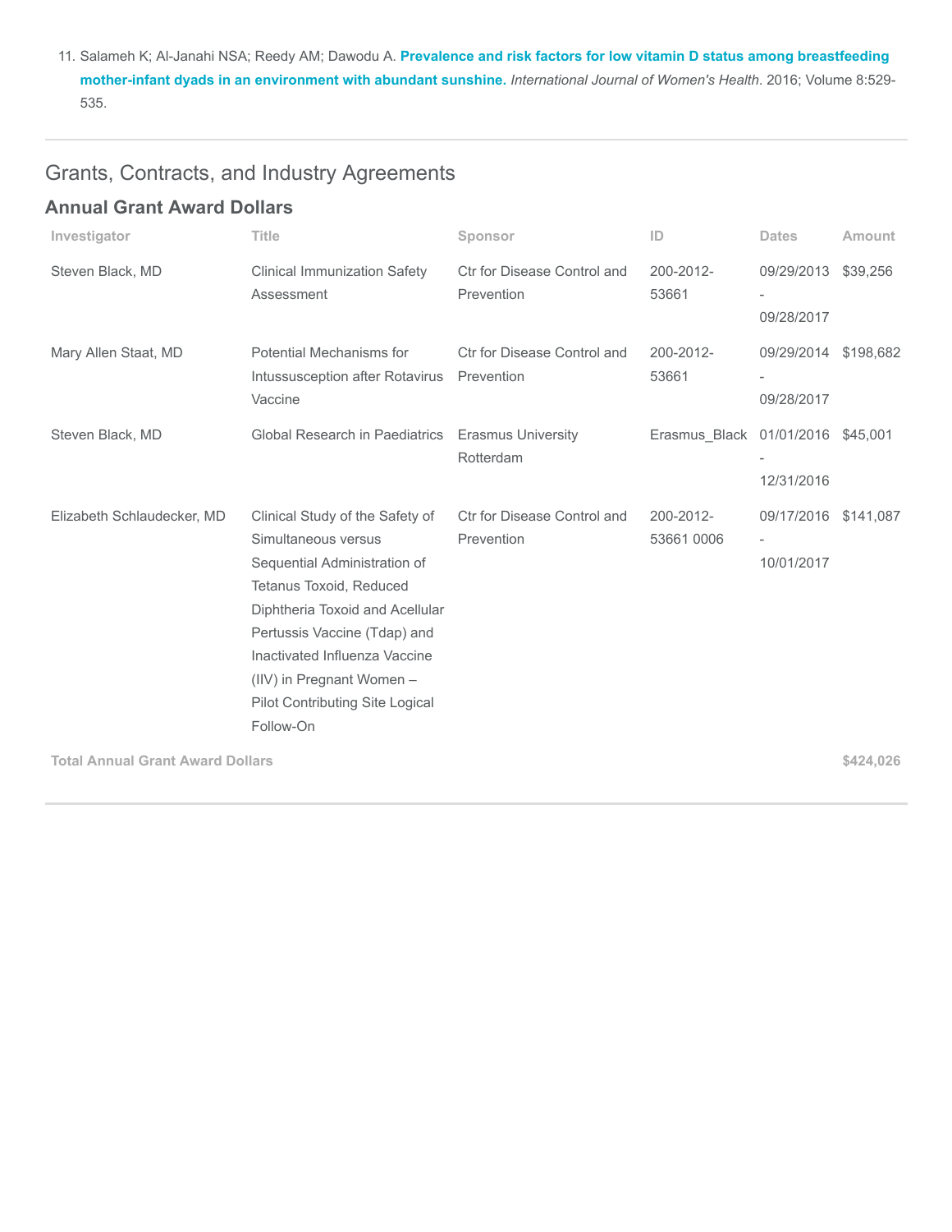11. Salameh K; Al-Janahi NSA; Reedy AM; Dawodu A. **Prevalence and risk factors for low vitamin D status among breastfeeding mother-infant dyads in an environment with abundant sunshine.** *International Journal of Women's Health*. 2016; Volume 8:529-535.

## Grants, Contracts, and Industry Agreements

### Annual Grant Award Dollars

| Investigator | Title | Sponsor | ID | Dates | Amount |
|---|---|---|---|---|---|
| Steven Black, MD | Clinical Immunization Safety Assessment | Ctr for Disease Control and Prevention | 200-2012-53661 | 09/29/2013 - 09/28/2017 | $39,256 |
| Mary Allen Staat, MD | Potential Mechanisms for Intussusception after Rotavirus Vaccine | Ctr for Disease Control and Prevention | 200-2012-53661 | 09/29/2014 - 09/28/2017 | $198,682 |
| Steven Black, MD | Global Research in Paediatrics | Erasmus University Rotterdam | Erasmus_Black | 01/01/2016 - 12/31/2016 | $45,001 |
| Elizabeth Schlaudecker, MD | Clinical Study of the Safety of Simultaneous versus Sequential Administration of Tetanus Toxoid, Reduced Diphtheria Toxoid and Acellular Pertussis Vaccine (Tdap) and Inactivated Influenza Vaccine (IIV) in Pregnant Women – Pilot Contributing Site Logical Follow-On | Ctr for Disease Control and Prevention | 200-2012-53661 0006 | 09/17/2016 - 10/01/2017 | $141,087 |
| **Total Annual Grant Award Dollars** | | | | | **$424,026** |